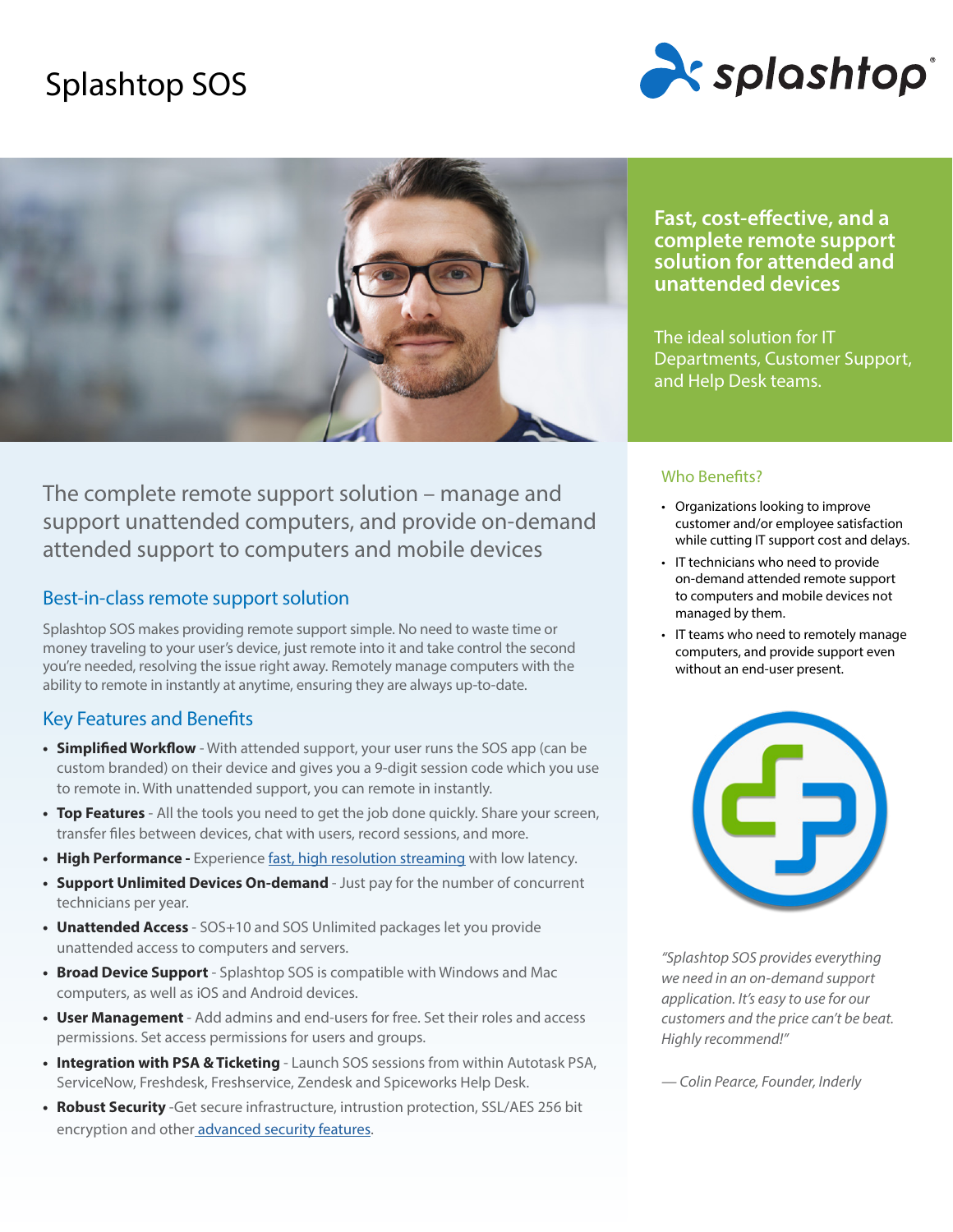# Splashtop SOS

**Fast, cost-effective, and a complete remote support solution for attended and unattended devices**

The ideal solution for IT Departments, Customer Support, and Help Desk teams.

The complete remote support solution – manage and support unattended computers, and provide on-demand attended support to computers and mobile devices

## Best-in-class remote support solution

Splashtop SOS makes providing remote support simple. No need to waste time or money traveling to your user's device, just remote into it and take control the second you're needed, resolving the issue right away. Remotely manage computers with the ability to remote in instantly at anytime, ensuring they are always up-to-date.

## Key Features and Benefits

- **Simplified Workflow** - With attended support, your user runs the SOS app (can be custom branded) on their device and gives you a 9-digit session code which you use to remote in. With unattended support, you can remote in instantly.
- **Top Features** - All the tools you need to get the job done quickly. Share your screen, transfer files between devices, chat with users, record sessions, and more.
- **High Performance -** Experience fast, high resolution streaming with low latency.
- **Support Unlimited Devices On-demand** - Just pay for the number of concurrent technicians per year.
- **Unattended Access** - SOS+10 and SOS Unlimited packages let you provide unattended access to computers and servers.
- **Broad Device Support** - Splashtop SOS is compatible with Windows and Mac computers, as well as iOS and Android devices.
- **User Management** - Add admins and end-users for free. Set their roles and access permissions. Set access permissions for users and groups.
- **Integration with PSA & Ticketing** - Launch SOS sessions from within Autotask PSA, ServiceNow, Freshdesk, Freshservice, Zendesk and Spiceworks Help Desk.
- **Robust Security** -Get secure infrastructure, intrustion protection, SSL/AES 256 bit encryption and other advanced security features.

## Who Benefits?

- Organizations looking to improve customer and/or employee satisfaction while cutting IT support cost and delays.
- IT technicians who need to provide on-demand attended remote support to computers and mobile devices not managed by them.
- IT teams who need to remotely manage computers, and provide support even without an end-user present.

*"Splashtop SOS provides everything we need in an on-demand support application. It's easy to use for our customers and the price can't be beat. Highly recommend!"*

*— Colin Pearce, Founder, Inderly*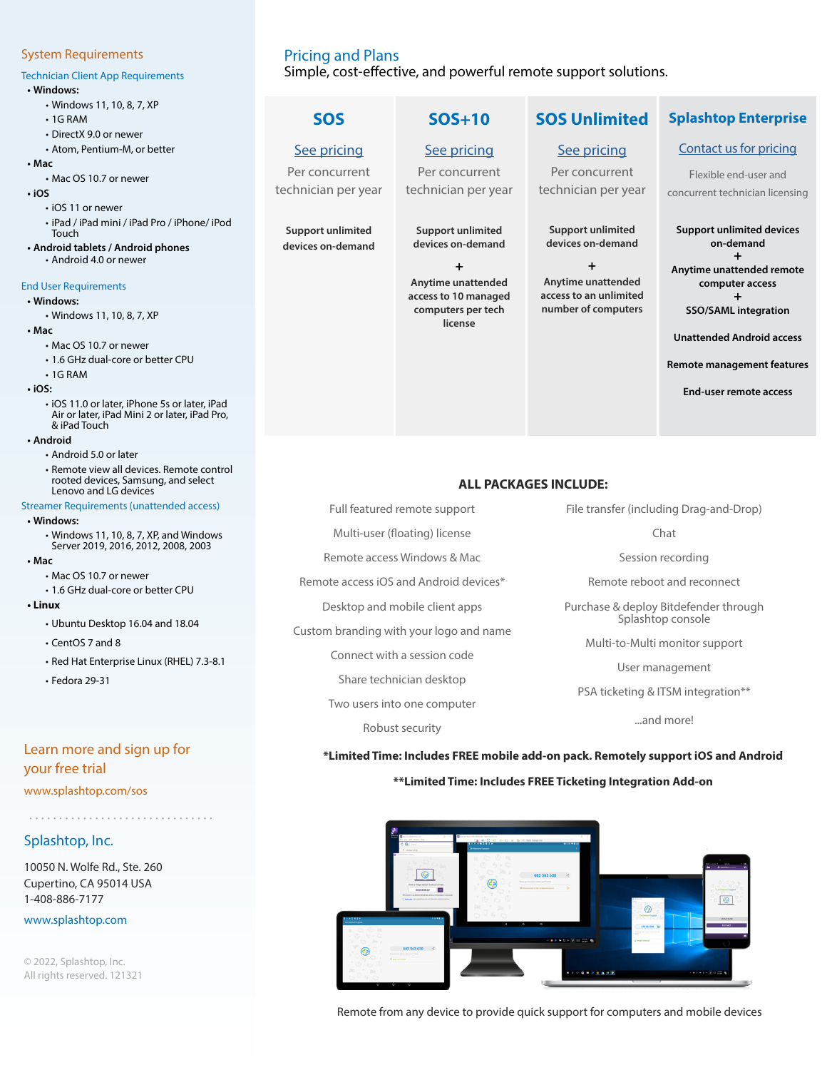## System Requirements

### Technician Client App Requirements

- **Windows:**
  - Windows 11, 10, 8, 7, XP
  - 1G RAM
  - DirectX 9.0 or newer
  - Atom, Pentium-M, or better
- **Mac**
  - Mac OS 10.7 or newer
- **iOS**
  - iOS 11 or newer
  - iPad / iPad mini / iPad Pro / iPhone/ iPod Touch
- **Android tablets / Android phones**
  - Android 4.0 or newer

### End User Requirements

- **Windows:**
  - Windows 11, 10, 8, 7, XP
- **Mac**
  - Mac OS 10.7 or newer
  - 1.6 GHz dual-core or better CPU
  - 1G RAM
- **iOS:**
  - iOS 11.0 or later, iPhone 5s or later, iPad Air or later, iPad Mini 2 or later, iPad Pro, & iPad Touch
- **Android**
  - Android 5.0 or later
  - Remote view all devices. Remote control rooted devices, Samsung, and select Lenovo and LG devices

### Streamer Requirements (unattended access)

- **Windows:**
  - Windows 11, 10, 8, 7, XP, and Windows Server 2019, 2016, 2012, 2008, 2003
- **Mac**
  - Mac OS 10.7 or newer
  - 1.6 GHz dual-core or better CPU
- **Linux**
  - Ubuntu Desktop 16.04 and 18.04
  - CentOS 7 and 8
  - Red Hat Enterprise Linux (RHEL) 7.3-8.1
  - Fedora 29-31

Learn more and sign up for your free trial

www.splashtop.com/sos

**Splashtop, Inc.**

10050 N. Wolfe Rd., Ste. 260
Cupertino, CA 95014 USA
1-408-886-7177

www.splashtop.com

© 2022, Splashtop, Inc.
All rights reserved. 121321

## Pricing and Plans

Simple, cost-effective, and powerful remote support solutions.

| SOS | SOS+10 | SOS Unlimited | Splashtop Enterprise |
|---|---|---|---|
| See pricing | See pricing | See pricing | Contact us for pricing |
| Per concurrent technician per year | Per concurrent technician per year | Per concurrent technician per year | Flexible end-user and concurrent technician licensing |
| **Support unlimited devices on-demand** | **Support unlimited devices on-demand** + **Anytime unattended access to 10 managed computers per tech license** | **Support unlimited devices on-demand** + **Anytime unattended access to an unlimited number of computers** | **Support unlimited devices on-demand** + **Anytime unattended remote computer access** + **SSO/SAML integration** **Unattended Android access** **Remote management features** **End-user remote access** |

### ALL PACKAGES INCLUDE:

- Full featured remote support
- Multi-user (floating) license
- Remote access Windows & Mac
- Remote access iOS and Android devices*
- Desktop and mobile client apps
- Custom branding with your logo and name
- Connect with a session code
- Share technician desktop
- Two users into one computer
- Robust security
- File transfer (including Drag-and-Drop)
- Chat
- Session recording
- Remote reboot and reconnect
- Purchase & deploy Bitdefender through Splashtop console
- Multi-to-Multi monitor support
- User management
- PSA ticketing & ITSM integration**
- ...and more!

**\*Limited Time: Includes FREE mobile add-on pack. Remotely support iOS and Android**

**\*\*Limited Time: Includes FREE Ticketing Integration Add-on**

Remote from any device to provide quick support for computers and mobile devices